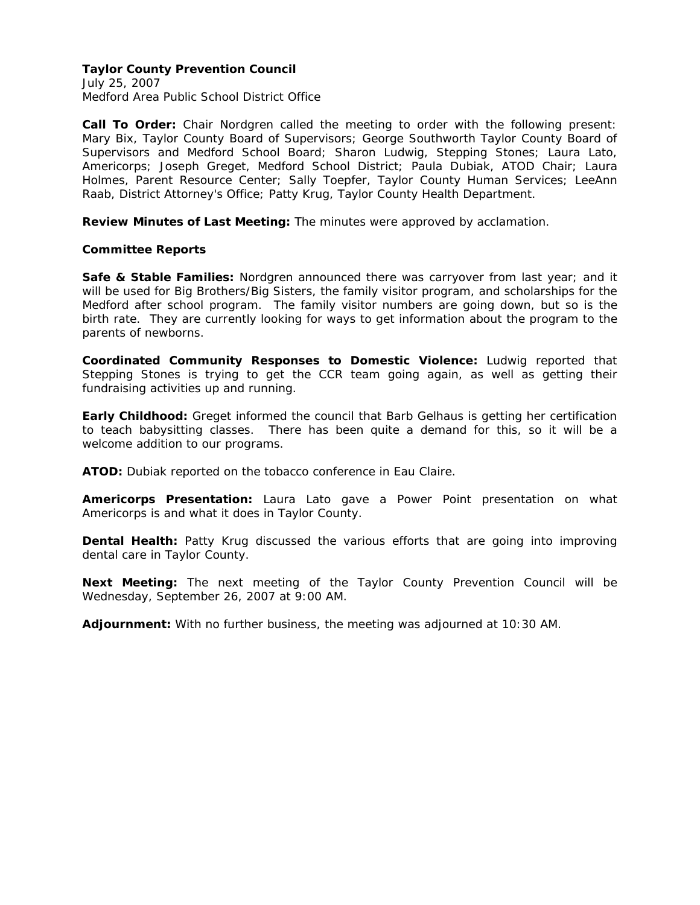**Taylor County Prevention Council**
July 25, 2007
Medford Area Public School District Office

**Call To Order:** Chair Nordgren called the meeting to order with the following present: Mary Bix, Taylor County Board of Supervisors; George Southworth Taylor County Board of Supervisors and Medford School Board; Sharon Ludwig, Stepping Stones; Laura Lato, Americorps; Joseph Greget, Medford School District; Paula Dubiak, ATOD Chair; Laura Holmes, Parent Resource Center; Sally Toepfer, Taylor County Human Services; LeeAnn Raab, District Attorney's Office; Patty Krug, Taylor County Health Department.

**Review Minutes of Last Meeting:** The minutes were approved by acclamation.

**Committee Reports**

**Safe & Stable Families:** Nordgren announced there was carryover from last year; and it will be used for Big Brothers/Big Sisters, the family visitor program, and scholarships for the Medford after school program. The family visitor numbers are going down, but so is the birth rate. They are currently looking for ways to get information about the program to the parents of newborns.

**Coordinated Community Responses to Domestic Violence:** Ludwig reported that Stepping Stones is trying to get the CCR team going again, as well as getting their fundraising activities up and running.

**Early Childhood:** Greget informed the council that Barb Gelhaus is getting her certification to teach babysitting classes. There has been quite a demand for this, so it will be a welcome addition to our programs.

**ATOD:** Dubiak reported on the tobacco conference in Eau Claire.

**Americorps Presentation:** Laura Lato gave a Power Point presentation on what Americorps is and what it does in Taylor County.

**Dental Health:** Patty Krug discussed the various efforts that are going into improving dental care in Taylor County.

**Next Meeting:** The next meeting of the Taylor County Prevention Council will be Wednesday, September 26, 2007 at 9:00 AM.

**Adjournment:** With no further business, the meeting was adjourned at 10:30 AM.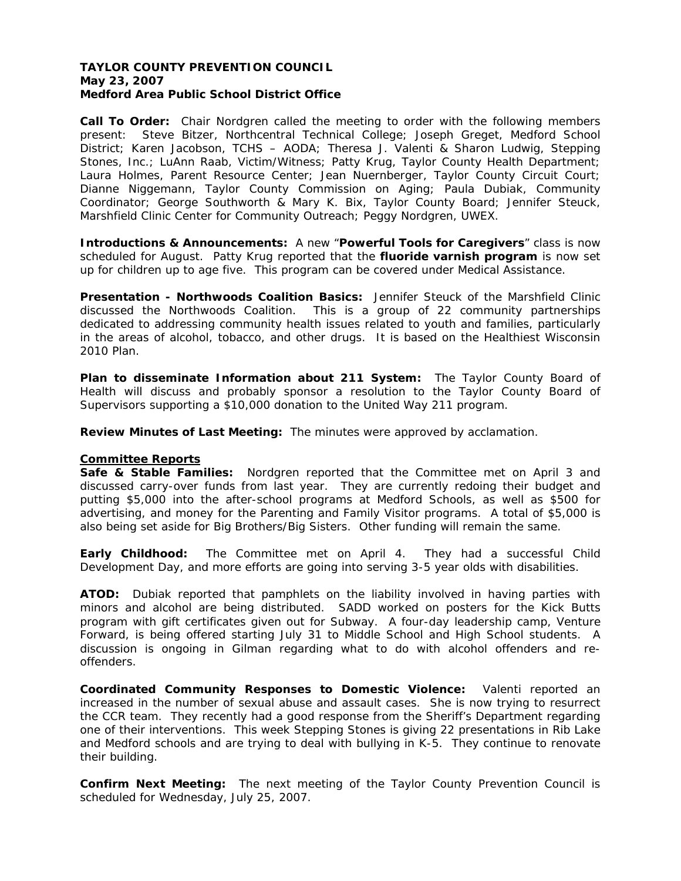**TAYLOR COUNTY PREVENTION COUNCIL**
**May 23, 2007**
**Medford Area Public School District Office**

**Call To Order:** Chair Nordgren called the meeting to order with the following members present: Steve Bitzer, Northcentral Technical College; Joseph Greget, Medford School District; Karen Jacobson, TCHS – AODA; Theresa J. Valenti & Sharon Ludwig, Stepping Stones, Inc.; LuAnn Raab, Victim/Witness; Patty Krug, Taylor County Health Department; Laura Holmes, Parent Resource Center; Jean Nuernberger, Taylor County Circuit Court; Dianne Niggemann, Taylor County Commission on Aging; Paula Dubiak, Community Coordinator; George Southworth & Mary K. Bix, Taylor County Board; Jennifer Steuck, Marshfield Clinic Center for Community Outreach; Peggy Nordgren, UWEX.

**Introductions & Announcements:** A new "**Powerful Tools for Caregivers**" class is now scheduled for August. Patty Krug reported that the **fluoride varnish program** is now set up for children up to age five. This program can be covered under Medical Assistance.

**Presentation - Northwoods Coalition Basics:** Jennifer Steuck of the Marshfield Clinic discussed the Northwoods Coalition. This is a group of 22 community partnerships dedicated to addressing community health issues related to youth and families, particularly in the areas of alcohol, tobacco, and other drugs. It is based on the Healthiest Wisconsin 2010 Plan.

**Plan to disseminate Information about 211 System:** The Taylor County Board of Health will discuss and probably sponsor a resolution to the Taylor County Board of Supervisors supporting a $10,000 donation to the United Way 211 program.

**Review Minutes of Last Meeting:** The minutes were approved by acclamation.

**Committee Reports**

**Safe & Stable Families:** Nordgren reported that the Committee met on April 3 and discussed carry-over funds from last year. They are currently redoing their budget and putting $5,000 into the after-school programs at Medford Schools, as well as $500 for advertising, and money for the Parenting and Family Visitor programs. A total of $5,000 is also being set aside for Big Brothers/Big Sisters. Other funding will remain the same.

**Early Childhood:** The Committee met on April 4. They had a successful Child Development Day, and more efforts are going into serving 3-5 year olds with disabilities.

**ATOD:** Dubiak reported that pamphlets on the liability involved in having parties with minors and alcohol are being distributed. SADD worked on posters for the Kick Butts program with gift certificates given out for Subway. A four-day leadership camp, Venture Forward, is being offered starting July 31 to Middle School and High School students. A discussion is ongoing in Gilman regarding what to do with alcohol offenders and re-offenders.

**Coordinated Community Responses to Domestic Violence:** Valenti reported an increased in the number of sexual abuse and assault cases. She is now trying to resurrect the CCR team. They recently had a good response from the Sheriff's Department regarding one of their interventions. This week Stepping Stones is giving 22 presentations in Rib Lake and Medford schools and are trying to deal with bullying in K-5. They continue to renovate their building.

**Confirm Next Meeting:** The next meeting of the Taylor County Prevention Council is scheduled for Wednesday, July 25, 2007.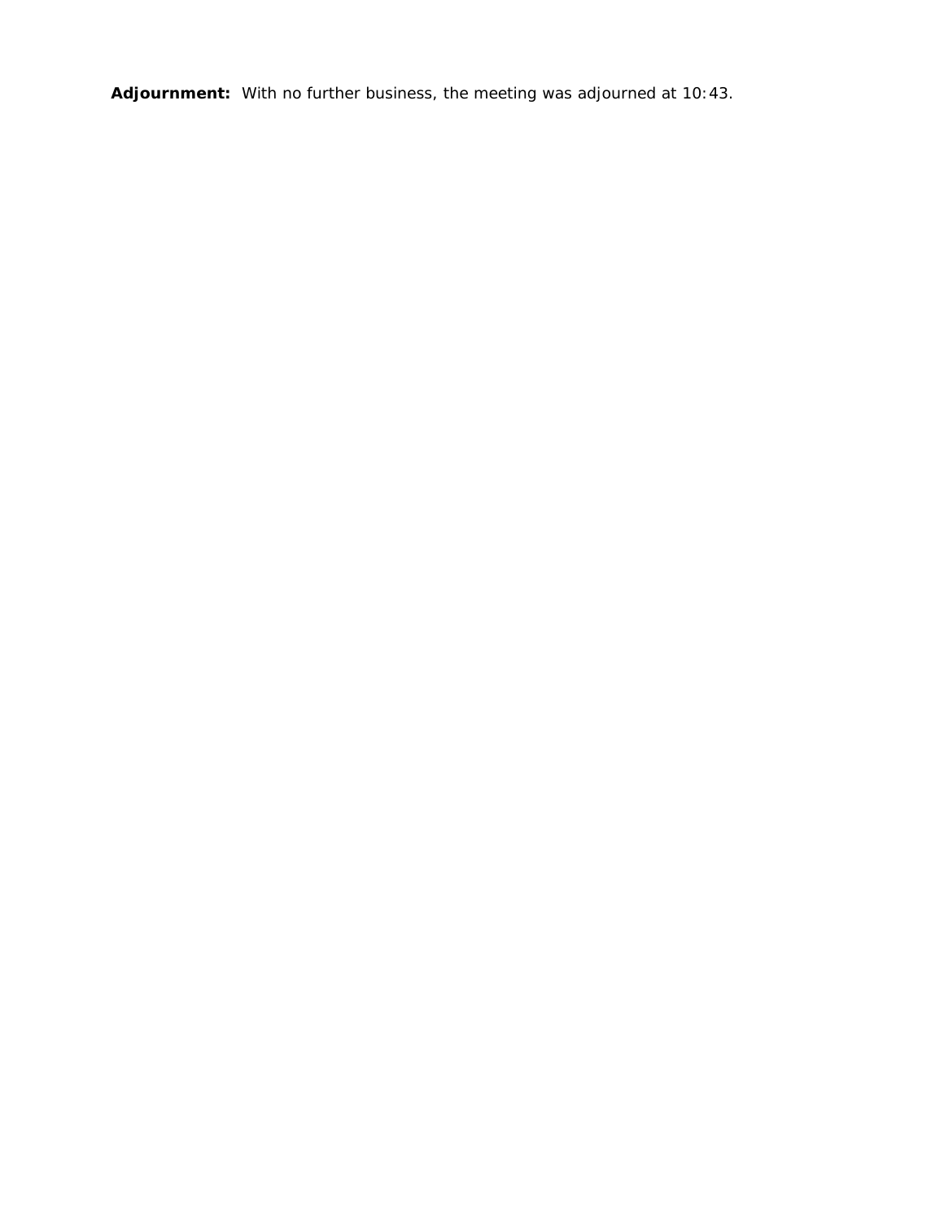**Adjournment:** With no further business, the meeting was adjourned at 10:43.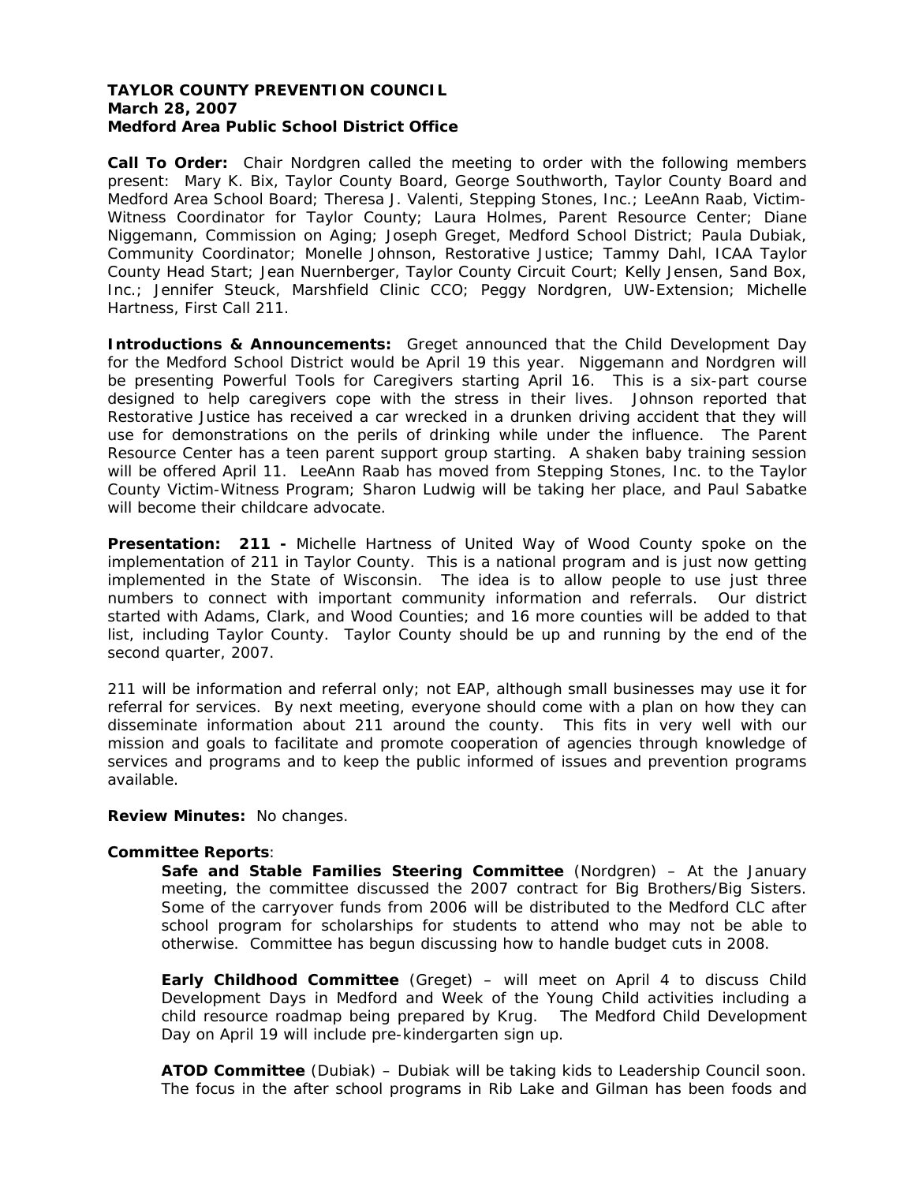**TAYLOR COUNTY PREVENTION COUNCIL**
**March 28, 2007**
**Medford Area Public School District Office**

**Call To Order:** Chair Nordgren called the meeting to order with the following members present: Mary K. Bix, Taylor County Board, George Southworth, Taylor County Board and Medford Area School Board; Theresa J. Valenti, Stepping Stones, Inc.; LeeAnn Raab, Victim-Witness Coordinator for Taylor County; Laura Holmes, Parent Resource Center; Diane Niggemann, Commission on Aging; Joseph Greget, Medford School District; Paula Dubiak, Community Coordinator; Monelle Johnson, Restorative Justice; Tammy Dahl, ICAA Taylor County Head Start; Jean Nuernberger, Taylor County Circuit Court; Kelly Jensen, Sand Box, Inc.; Jennifer Steuck, Marshfield Clinic CCO; Peggy Nordgren, UW-Extension; Michelle Hartness, First Call 211.

**Introductions & Announcements:** Greget announced that the Child Development Day for the Medford School District would be April 19 this year. Niggemann and Nordgren will be presenting Powerful Tools for Caregivers starting April 16. This is a six-part course designed to help caregivers cope with the stress in their lives. Johnson reported that Restorative Justice has received a car wrecked in a drunken driving accident that they will use for demonstrations on the perils of drinking while under the influence. The Parent Resource Center has a teen parent support group starting. A shaken baby training session will be offered April 11. LeeAnn Raab has moved from Stepping Stones, Inc. to the Taylor County Victim-Witness Program; Sharon Ludwig will be taking her place, and Paul Sabatke will become their childcare advocate.

**Presentation: 211 -** Michelle Hartness of United Way of Wood County spoke on the implementation of 211 in Taylor County. This is a national program and is just now getting implemented in the State of Wisconsin. The idea is to allow people to use just three numbers to connect with important community information and referrals. Our district started with Adams, Clark, and Wood Counties; and 16 more counties will be added to that list, including Taylor County. Taylor County should be up and running by the end of the second quarter, 2007.

211 will be information and referral only; not EAP, although small businesses may use it for referral for services. By next meeting, everyone should come with a plan on how they can disseminate information about 211 around the county. This fits in very well with our mission and goals to facilitate and promote cooperation of agencies through knowledge of services and programs and to keep the public informed of issues and prevention programs available.

**Review Minutes:** No changes.

**Committee Reports**:

**Safe and Stable Families Steering Committee** (Nordgren) – At the January meeting, the committee discussed the 2007 contract for Big Brothers/Big Sisters. Some of the carryover funds from 2006 will be distributed to the Medford CLC after school program for scholarships for students to attend who may not be able to otherwise. Committee has begun discussing how to handle budget cuts in 2008.

**Early Childhood Committee** (Greget) – will meet on April 4 to discuss Child Development Days in Medford and Week of the Young Child activities including a child resource roadmap being prepared by Krug. The Medford Child Development Day on April 19 will include pre-kindergarten sign up.

**ATOD Committee** (Dubiak) – Dubiak will be taking kids to Leadership Council soon. The focus in the after school programs in Rib Lake and Gilman has been foods and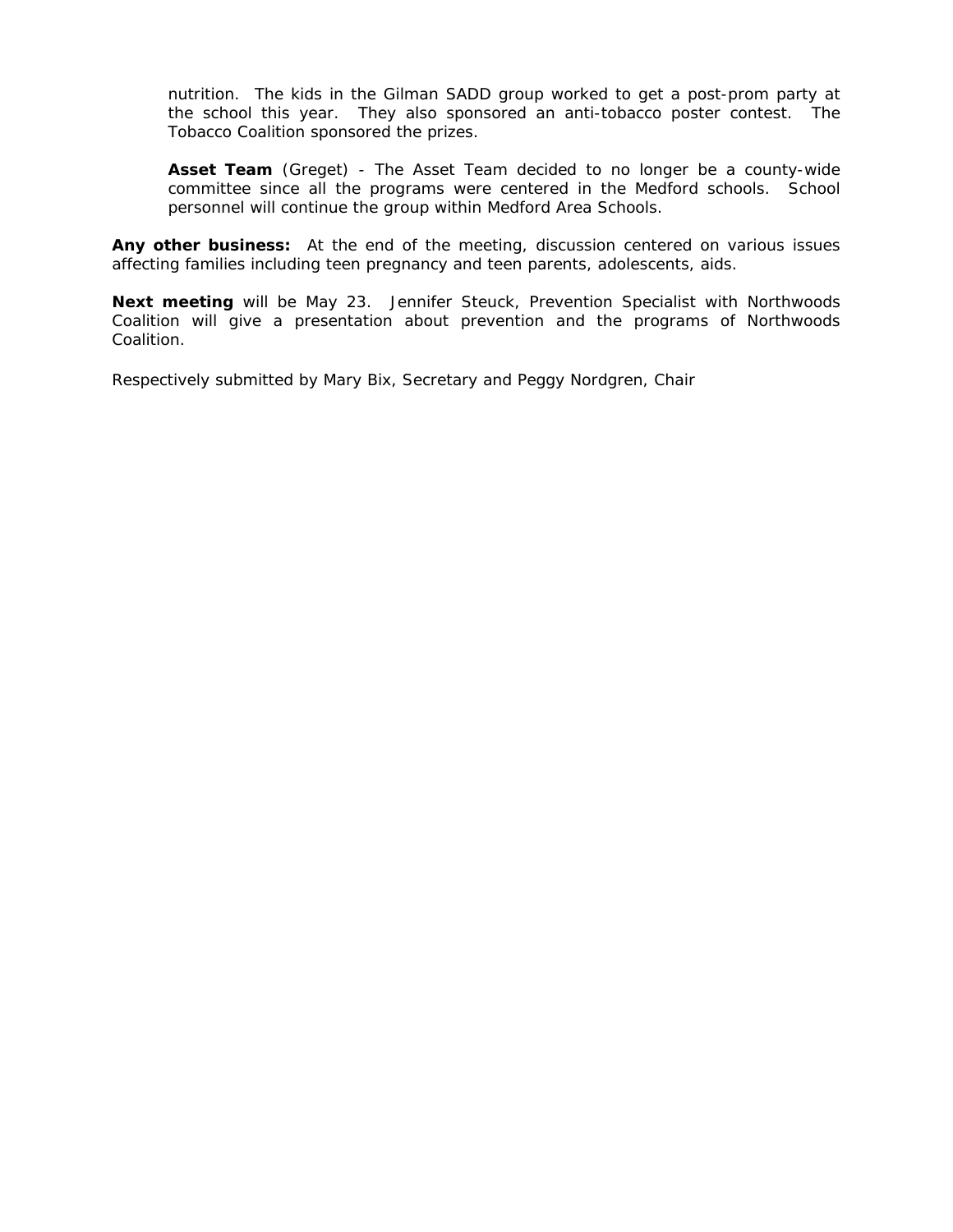nutrition. The kids in the Gilman SADD group worked to get a post-prom party at the school this year. They also sponsored an anti-tobacco poster contest. The Tobacco Coalition sponsored the prizes.

**Asset Team** (Greget) - The Asset Team decided to no longer be a county-wide committee since all the programs were centered in the Medford schools. School personnel will continue the group within Medford Area Schools.

**Any other business:** At the end of the meeting, discussion centered on various issues affecting families including teen pregnancy and teen parents, adolescents, aids.

**Next meeting** will be May 23. Jennifer Steuck, Prevention Specialist with Northwoods Coalition will give a presentation about prevention and the programs of Northwoods Coalition.

Respectively submitted by Mary Bix, Secretary and Peggy Nordgren, Chair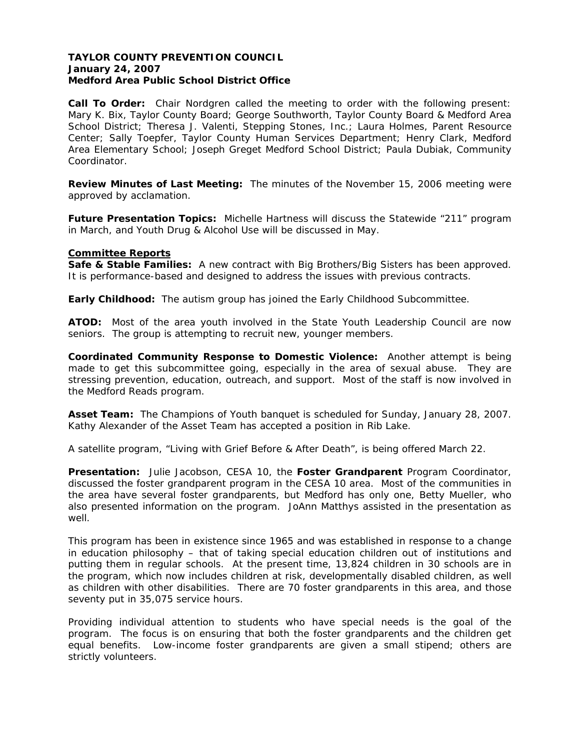**TAYLOR COUNTY PREVENTION COUNCIL**
**January 24, 2007**
**Medford Area Public School District Office**

**Call To Order:** Chair Nordgren called the meeting to order with the following present: Mary K. Bix, Taylor County Board; George Southworth, Taylor County Board & Medford Area School District; Theresa J. Valenti, Stepping Stones, Inc.; Laura Holmes, Parent Resource Center; Sally Toepfer, Taylor County Human Services Department; Henry Clark, Medford Area Elementary School; Joseph Greget Medford School District; Paula Dubiak, Community Coordinator.

**Review Minutes of Last Meeting:** The minutes of the November 15, 2006 meeting were approved by acclamation.

**Future Presentation Topics:** Michelle Hartness will discuss the Statewide "211" program in March, and Youth Drug & Alcohol Use will be discussed in May.

**Committee Reports**

**Safe & Stable Families:** A new contract with Big Brothers/Big Sisters has been approved. It is performance-based and designed to address the issues with previous contracts.

**Early Childhood:** The autism group has joined the Early Childhood Subcommittee.

**ATOD:** Most of the area youth involved in the State Youth Leadership Council are now seniors. The group is attempting to recruit new, younger members.

**Coordinated Community Response to Domestic Violence:** Another attempt is being made to get this subcommittee going, especially in the area of sexual abuse. They are stressing prevention, education, outreach, and support. Most of the staff is now involved in the Medford Reads program.

**Asset Team:** The Champions of Youth banquet is scheduled for Sunday, January 28, 2007. Kathy Alexander of the Asset Team has accepted a position in Rib Lake.

A satellite program, "Living with Grief Before & After Death", is being offered March 22.

**Presentation:** Julie Jacobson, CESA 10, the **Foster Grandparent** Program Coordinator, discussed the foster grandparent program in the CESA 10 area. Most of the communities in the area have several foster grandparents, but Medford has only one, Betty Mueller, who also presented information on the program. JoAnn Matthys assisted in the presentation as well.

This program has been in existence since 1965 and was established in response to a change in education philosophy – that of taking special education children out of institutions and putting them in regular schools. At the present time, 13,824 children in 30 schools are in the program, which now includes children at risk, developmentally disabled children, as well as children with other disabilities. There are 70 foster grandparents in this area, and those seventy put in 35,075 service hours.

Providing individual attention to students who have special needs is the goal of the program. The focus is on ensuring that both the foster grandparents and the children get equal benefits. Low-income foster grandparents are given a small stipend; others are strictly volunteers.